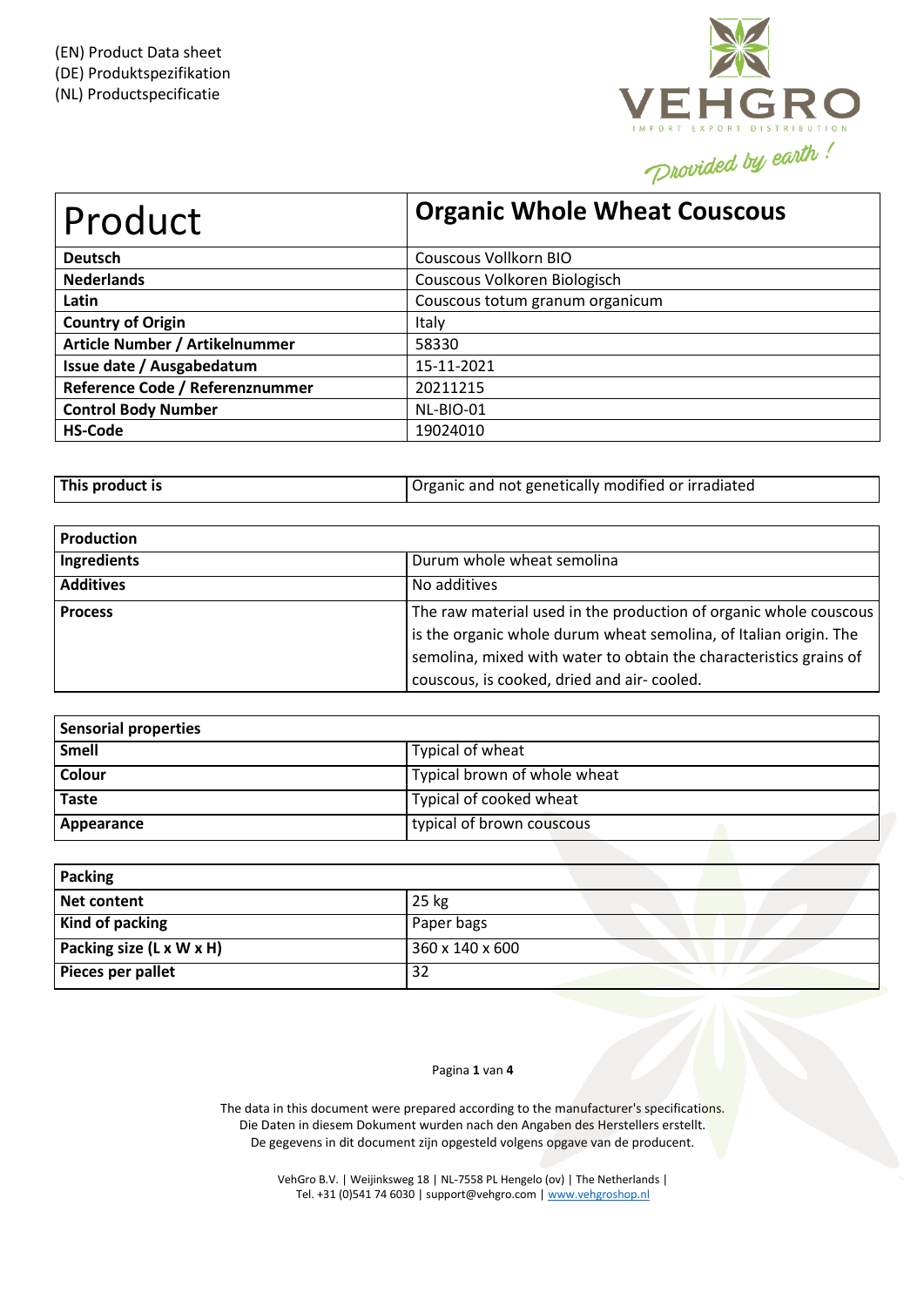(EN) Product Data sheet
(DE) Produktspezifikation
(NL) Productspecificatie

VEHGRO
IMPORT EXPORT DISTRIBUTION
Provided by earth !

| Product | Organic Whole Wheat Couscous |
|---|---|
| **Deutsch** | Couscous Vollkorn BIO |
| **Nederlands** | Couscous Volkoren Biologisch |
| **Latin** | Couscous totum granum organicum |
| **Country of Origin** | Italy |
| **Article Number / Artikelnummer** | 58330 |
| **Issue date / Ausgabedatum** | 15-11-2021 |
| **Reference Code / Referenznummer** | 20211215 |
| **Control Body Number** | NL-BIO-01 |
| **HS-Code** | 19024010 |

| This product is | Organic and not genetically modified or irradiated |
|---|---|

| Production | |
|---|---|
| **Ingredients** | Durum whole wheat semolina |
| **Additives** | No additives |
| **Process** | The raw material used in the production of organic whole couscous is the organic whole durum wheat semolina, of Italian origin. The semolina, mixed with water to obtain the characteristics grains of couscous, is cooked, dried and air- cooled. |

| Sensorial properties | |
|---|---|
| **Smell** | Typical of wheat |
| **Colour** | Typical brown of whole wheat |
| **Taste** | Typical of cooked wheat |
| **Appearance** | typical of brown couscous |

| Packing | |
|---|---|
| **Net content** | 25 kg |
| **Kind of packing** | Paper bags |
| **Packing size (L x W x H)** | 360 x 140 x 600 |
| **Pieces per pallet** | 32 |

The data in this document were prepared according to the manufacturer's specifications.
Die Daten in diesem Dokument wurden nach den Angaben des Herstellers erstellt.
De gegevens in dit document zijn opgesteld volgens opgave van de producent.

VehGro B.V. | Weijinksweg 18 | NL-7558 PL Hengelo (ov) | The Netherlands |
Tel. +31 (0)541 74 6030 | support@vehgro.com | www.vehgroshop.nl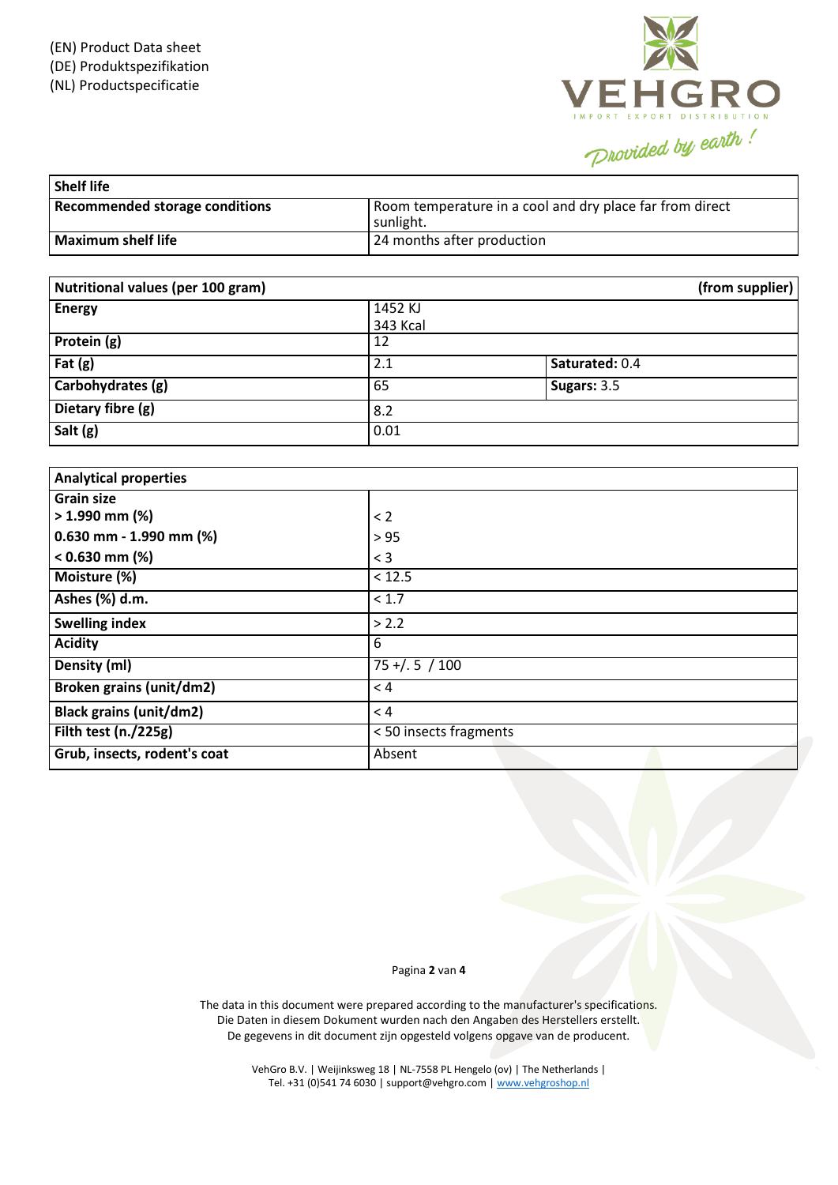(EN) Product Data sheet
(DE) Produktspezifikation
(NL) Productspecificatie

| **Shelf life** | |
|---|---|
| **Recommended storage conditions** | Room temperature in a cool and dry place far from direct sunlight. |
| **Maximum shelf life** | 24 months after production |

| **Nutritional values (per 100 gram)** | | **(from supplier)** |
|---|---|---|
| **Energy** | 1452 KJ<br>343 Kcal | |
| **Protein (g)** | 12 | |
| **Fat (g)** | 2.1 | **Saturated:** 0.4 |
| **Carbohydrates (g)** | 65 | **Sugars:** 3.5 |
| **Dietary fibre (g)** | 8.2 | |
| **Salt (g)** | 0.01 | |

| **Analytical properties** | |
|---|---|
| **Grain size** | |
| **> 1.990 mm (%)** | < 2 |
| **0.630 mm - 1.990 mm (%)** | > 95 |
| **< 0.630 mm (%)** | < 3 |
| **Moisture (%)** | < 12.5 |
| **Ashes (%) d.m.** | < 1.7 |
| **Swelling index** | > 2.2 |
| **Acidity** | 6 |
| **Density (ml)** | 75 +/. 5 / 100 |
| **Broken grains (unit/dm2)** | < 4 |
| **Black grains (unit/dm2)** | < 4 |
| **Filth test (n./225g)** | < 50 insects fragments |
| **Grub, insects, rodent's coat** | Absent |

The data in this document were prepared according to the manufacturer's specifications.
Die Daten in diesem Dokument wurden nach den Angaben des Herstellers erstellt.
De gegevens in dit document zijn opgesteld volgens opgave van de producent.

VehGro B.V. | Weijinksweg 18 | NL-7558 PL Hengelo (ov) | The Netherlands |
Tel. +31 (0)541 74 6030 | support@vehgro.com | www.vehgroshop.nl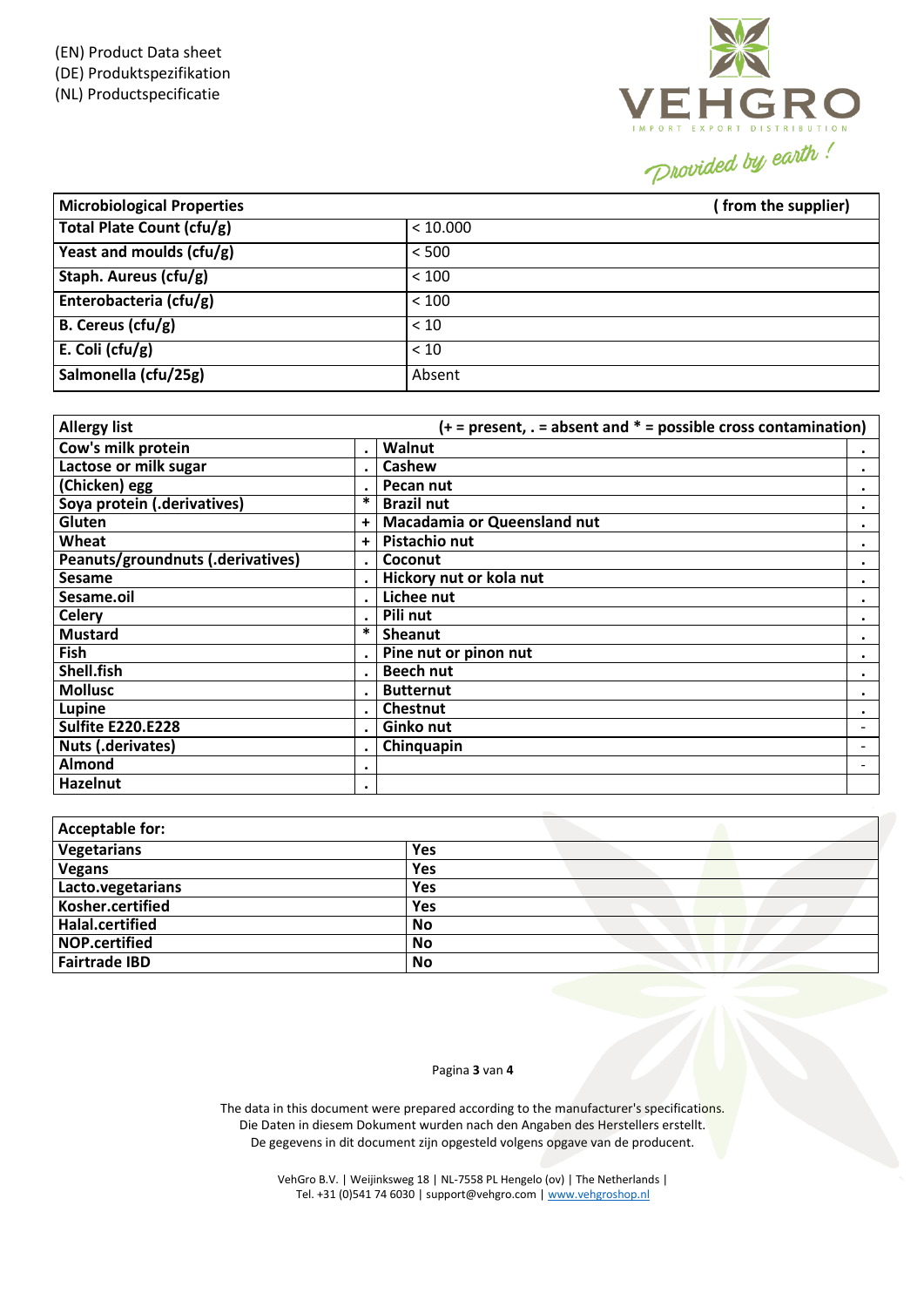(EN) Product Data sheet
(DE) Produktspezifikation
(NL) Productspecificatie

VEHGRO
IMPORT EXPORT DISTRIBUTION
Provided by earth !

| Microbiological Properties | ( from the supplier) |
|---|---|
| Total Plate Count (cfu/g) | < 10.000 |
| Yeast and moulds (cfu/g) | < 500 |
| Staph. Aureus (cfu/g) | < 100 |
| Enterobacteria (cfu/g) | < 100 |
| B. Cereus (cfu/g) | < 10 |
| E. Coli (cfu/g) | < 10 |
| Salmonella (cfu/25g) | Absent |

| Allergy list | | (+ = present, . = absent and * = possible cross contamination) | |
|---|---|---|---|
| Cow's milk protein | . | Walnut | . |
| Lactose or milk sugar | . | Cashew | . |
| (Chicken) egg | . | Pecan nut | . |
| Soya protein (.derivatives) | * | Brazil nut | . |
| Gluten | + | Macadamia or Queensland nut | . |
| Wheat | + | Pistachio nut | . |
| Peanuts/groundnuts (.derivatives) | . | Coconut | . |
| Sesame | . | Hickory nut or kola nut | . |
| Sesame.oil | . | Lichee nut | . |
| Celery | . | Pili nut | . |
| Mustard | * | Sheanut | . |
| Fish | . | Pine nut or pinon nut | . |
| Shell.fish | . | Beech nut | . |
| Mollusc | . | Butternut | . |
| Lupine | . | Chestnut | . |
| Sulfite E220.E228 | . | Ginko nut | - |
| Nuts (.derivates) | . | Chinquapin | - |
| Almond | . | | - |
| Hazelnut | . | | |

| Acceptable for: | |
|---|---|
| Vegetarians | Yes |
| Vegans | Yes |
| Lacto.vegetarians | Yes |
| Kosher.certified | Yes |
| Halal.certified | No |
| NOP.certified | No |
| Fairtrade IBD | No |

The data in this document were prepared according to the manufacturer's specifications.
Die Daten in diesem Dokument wurden nach den Angaben des Herstellers erstellt.
De gegevens in dit document zijn opgesteld volgens opgave van de producent.

VehGro B.V. | Weijinksweg 18 | NL-7558 PL Hengelo (ov) | The Netherlands |
Tel. +31 (0)541 74 6030 | support@vehgro.com | www.vehgroshop.nl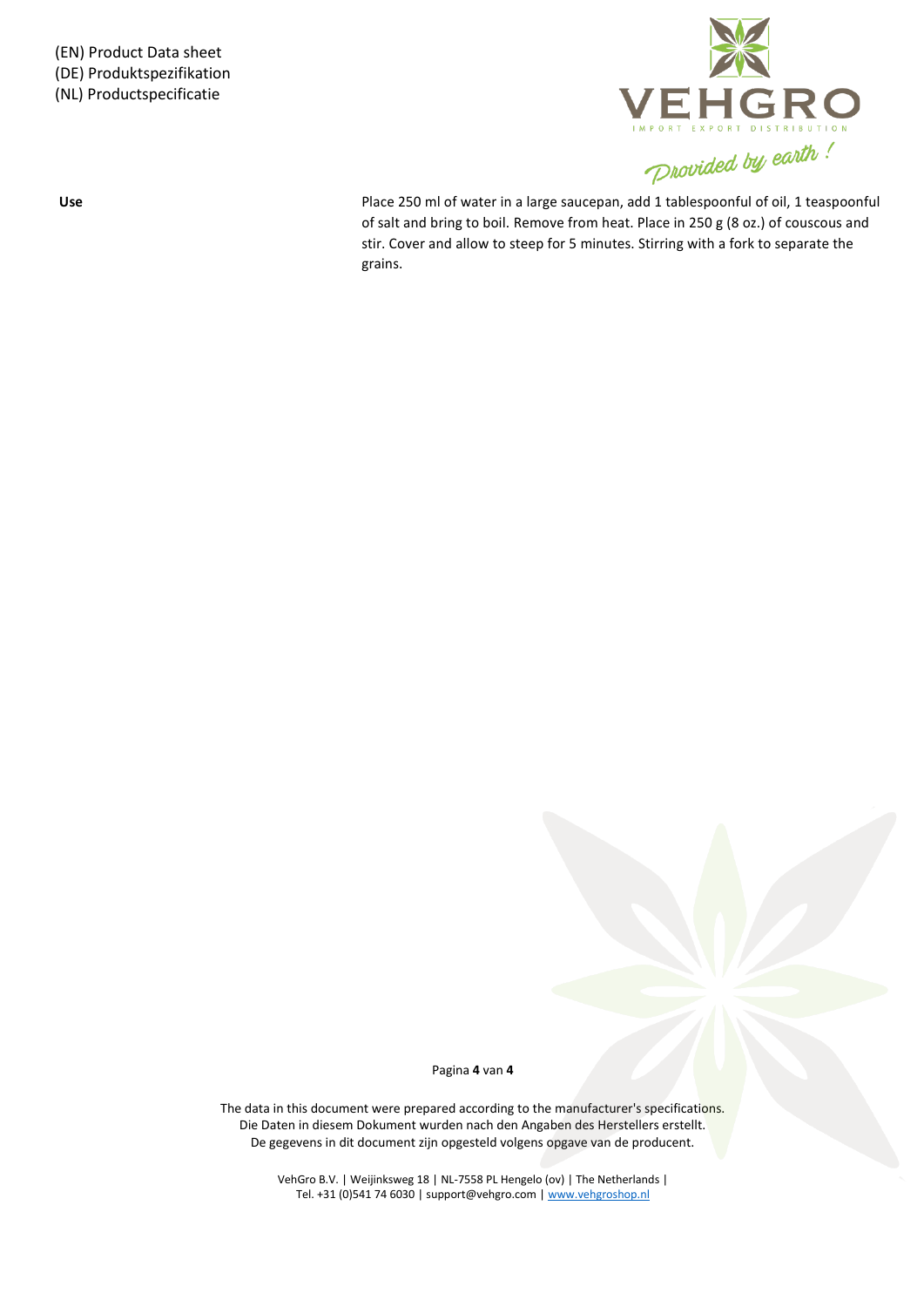| | |
|---|---|
| **Use** | Place 250 ml of water in a large saucepan, add 1 tablespoonful of oil, 1 teaspoonful of salt and bring to boil. Remove from heat. Place in 250 g (8 oz.) of couscous and stir. Cover and allow to steep for 5 minutes. Stirring with a fork to separate the grains. |